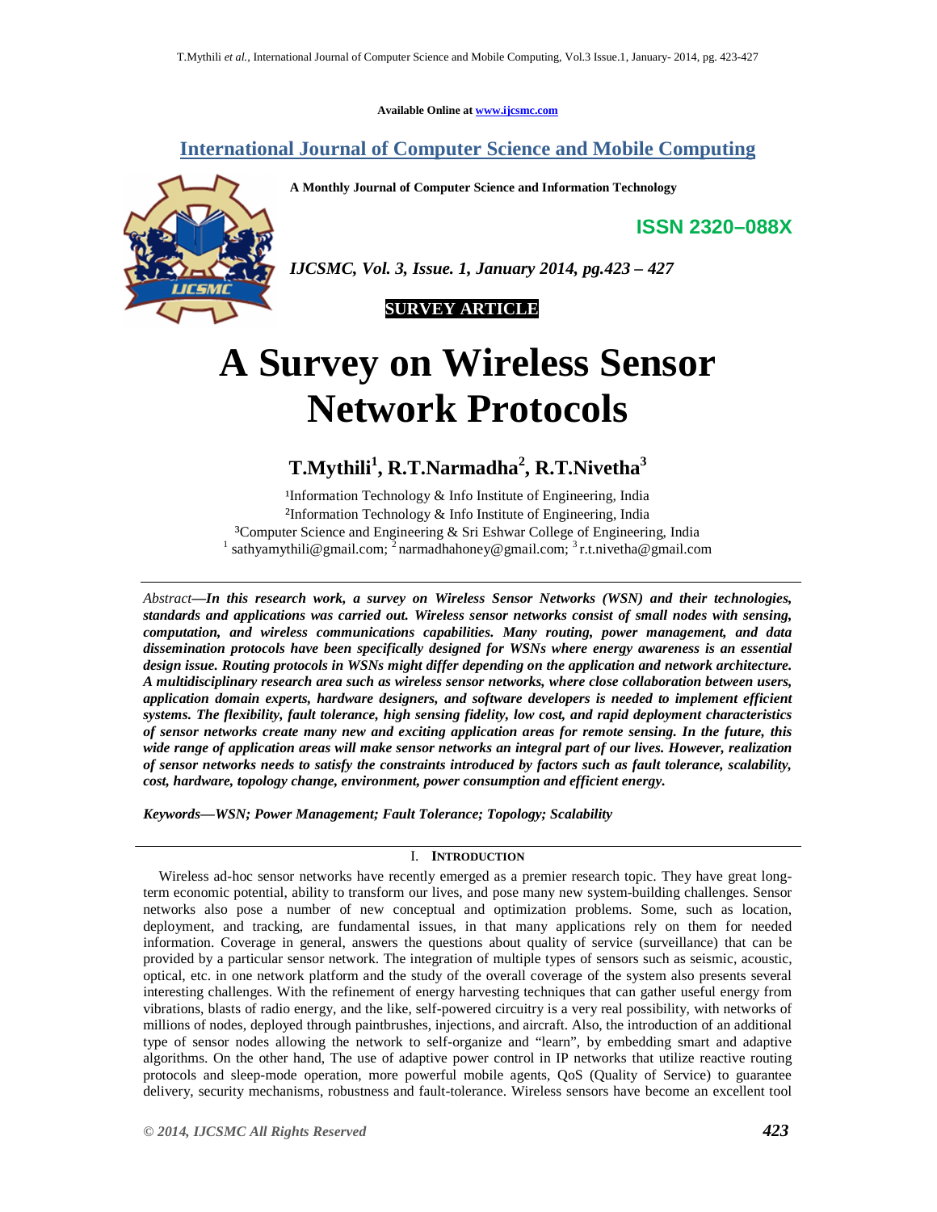Available Online at www.ijcsmc.com

**International Journal of Computer Science and Mobile Computing**

**A Monthly Journal of Computer Science and Information Technology**

**ISSN 2320–088X**

*IJCSMC, Vol. 3, Issue. 1, January 2014, pg.423 – 427*

**SURVEY ARTICLE**

# A Survey on Wireless Sensor Network Protocols

**T.Mythili[1], R.T.Narmadha[2], R.T.Nivetha[3]**

[1]Information Technology & Info Institute of Engineering, India
[2]Information Technology & Info Institute of Engineering, India
[3]Computer Science and Engineering & Sri Eshwar College of Engineering, India
[1] sathyamythili@gmail.com; [2] narmadhahoney@gmail.com; [3] r.t.nivetha@gmail.com

*Abstract*—***In this research work, a survey on Wireless Sensor Networks (WSN) and their technologies, standards and applications was carried out. Wireless sensor networks consist of small nodes with sensing, computation, and wireless communications capabilities. Many routing, power management, and data dissemination protocols have been specifically designed for WSNs where energy awareness is an essential design issue. Routing protocols in WSNs might differ depending on the application and network architecture. A multidisciplinary research area such as wireless sensor networks, where close collaboration between users, application domain experts, hardware designers, and software developers is needed to implement efficient systems. The flexibility, fault tolerance, high sensing fidelity, low cost, and rapid deployment characteristics of sensor networks create many new and exciting application areas for remote sensing. In the future, this wide range of application areas will make sensor networks an integral part of our lives. However, realization of sensor networks needs to satisfy the constraints introduced by factors such as fault tolerance, scalability, cost, hardware, topology change, environment, power consumption and efficient energy.***

***Keywords—WSN; Power Management; Fault Tolerance; Topology; Scalability***

## I. Introduction

Wireless ad-hoc sensor networks have recently emerged as a premier research topic. They have great long-term economic potential, ability to transform our lives, and pose many new system-building challenges. Sensor networks also pose a number of new conceptual and optimization problems. Some, such as location, deployment, and tracking, are fundamental issues, in that many applications rely on them for needed information. Coverage in general, answers the questions about quality of service (surveillance) that can be provided by a particular sensor network. The integration of multiple types of sensors such as seismic, acoustic, optical, etc. in one network platform and the study of the overall coverage of the system also presents several interesting challenges. With the refinement of energy harvesting techniques that can gather useful energy from vibrations, blasts of radio energy, and the like, self-powered circuitry is a very real possibility, with networks of millions of nodes, deployed through paintbrushes, injections, and aircraft. Also, the introduction of an additional type of sensor nodes allowing the network to self-organize and "learn", by embedding smart and adaptive algorithms. On the other hand, The use of adaptive power control in IP networks that utilize reactive routing protocols and sleep-mode operation, more powerful mobile agents, QoS (Quality of Service) to guarantee delivery, security mechanisms, robustness and fault-tolerance. Wireless sensors have become an excellent tool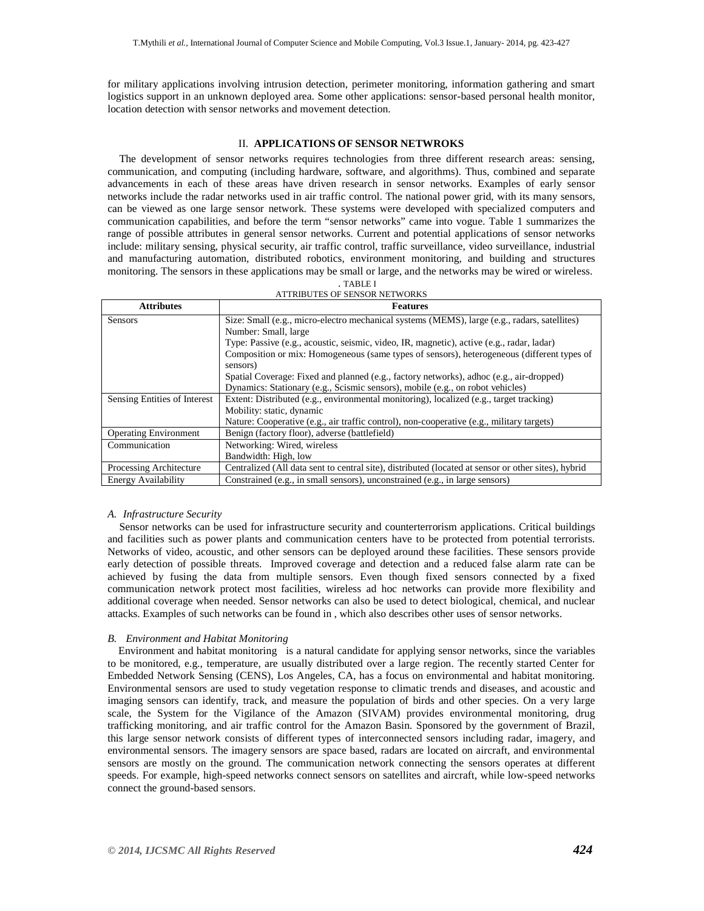for military applications involving intrusion detection, perimeter monitoring, information gathering and smart logistics support in an unknown deployed area. Some other applications: sensor-based personal health monitor, location detection with sensor networks and movement detection.

## II. APPLICATIONS OF SENSOR NETWROKS

The development of sensor networks requires technologies from three different research areas: sensing, communication, and computing (including hardware, software, and algorithms). Thus, combined and separate advancements in each of these areas have driven research in sensor networks. Examples of early sensor networks include the radar networks used in air traffic control. The national power grid, with its many sensors, can be viewed as one large sensor network. These systems were developed with specialized computers and communication capabilities, and before the term "sensor networks" came into vogue. Table 1 summarizes the range of possible attributes in general sensor networks. Current and potential applications of sensor networks include: military sensing, physical security, air traffic control, traffic surveillance, video surveillance, industrial and manufacturing automation, distributed robotics, environment monitoring, and building and structures monitoring. The sensors in these applications may be small or large, and the networks may be wired or wireless.

. TABLE I
ATTRIBUTES OF SENSOR NETWORKS

| Attributes | Features |
|---|---|
| Sensors | Size: Small (e.g., micro-electro mechanical systems (MEMS), large (e.g., radars, satellites)<br>Number: Small, large<br>Type: Passive (e.g., acoustic, seismic, video, IR, magnetic), active (e.g., radar, ladar)<br>Composition or mix: Homogeneous (same types of sensors), heterogeneous (different types of sensors)<br>Spatial Coverage: Fixed and planned (e.g., factory networks), adhoc (e.g., air-dropped)<br>Dynamics: Stationary (e.g., Scismic sensors), mobile (e.g., on robot vehicles) |
| Sensing Entities of Interest | Extent: Distributed (e.g., environmental monitoring), localized (e.g., target tracking)<br>Mobility: static, dynamic<br>Nature: Cooperative (e.g., air traffic control), non-cooperative (e.g., military targets) |
| Operating Environment | Benign (factory floor), adverse (battlefield) |
| Communication | Networking: Wired, wireless<br>Bandwidth: High, low |
| Processing Architecture | Centralized (All data sent to central site), distributed (located at sensor or other sites), hybrid |
| Energy Availability | Constrained (e.g., in small sensors), unconstrained (e.g., in large sensors) |

### *A. Infrastructure Security*

Sensor networks can be used for infrastructure security and counterterrorism applications. Critical buildings and facilities such as power plants and communication centers have to be protected from potential terrorists. Networks of video, acoustic, and other sensors can be deployed around these facilities. These sensors provide early detection of possible threats. Improved coverage and detection and a reduced false alarm rate can be achieved by fusing the data from multiple sensors. Even though fixed sensors connected by a fixed communication network protect most facilities, wireless ad hoc networks can provide more flexibility and additional coverage when needed. Sensor networks can also be used to detect biological, chemical, and nuclear attacks. Examples of such networks can be found in , which also describes other uses of sensor networks.

### *B. Environment and Habitat Monitoring*

Environment and habitat monitoring is a natural candidate for applying sensor networks, since the variables to be monitored, e.g., temperature, are usually distributed over a large region. The recently started Center for Embedded Network Sensing (CENS), Los Angeles, CA, has a focus on environmental and habitat monitoring. Environmental sensors are used to study vegetation response to climatic trends and diseases, and acoustic and imaging sensors can identify, track, and measure the population of birds and other species. On a very large scale, the System for the Vigilance of the Amazon (SIVAM) provides environmental monitoring, drug trafficking monitoring, and air traffic control for the Amazon Basin. Sponsored by the government of Brazil, this large sensor network consists of different types of interconnected sensors including radar, imagery, and environmental sensors. The imagery sensors are space based, radars are located on aircraft, and environmental sensors are mostly on the ground. The communication network connecting the sensors operates at different speeds. For example, high-speed networks connect sensors on satellites and aircraft, while low-speed networks connect the ground-based sensors.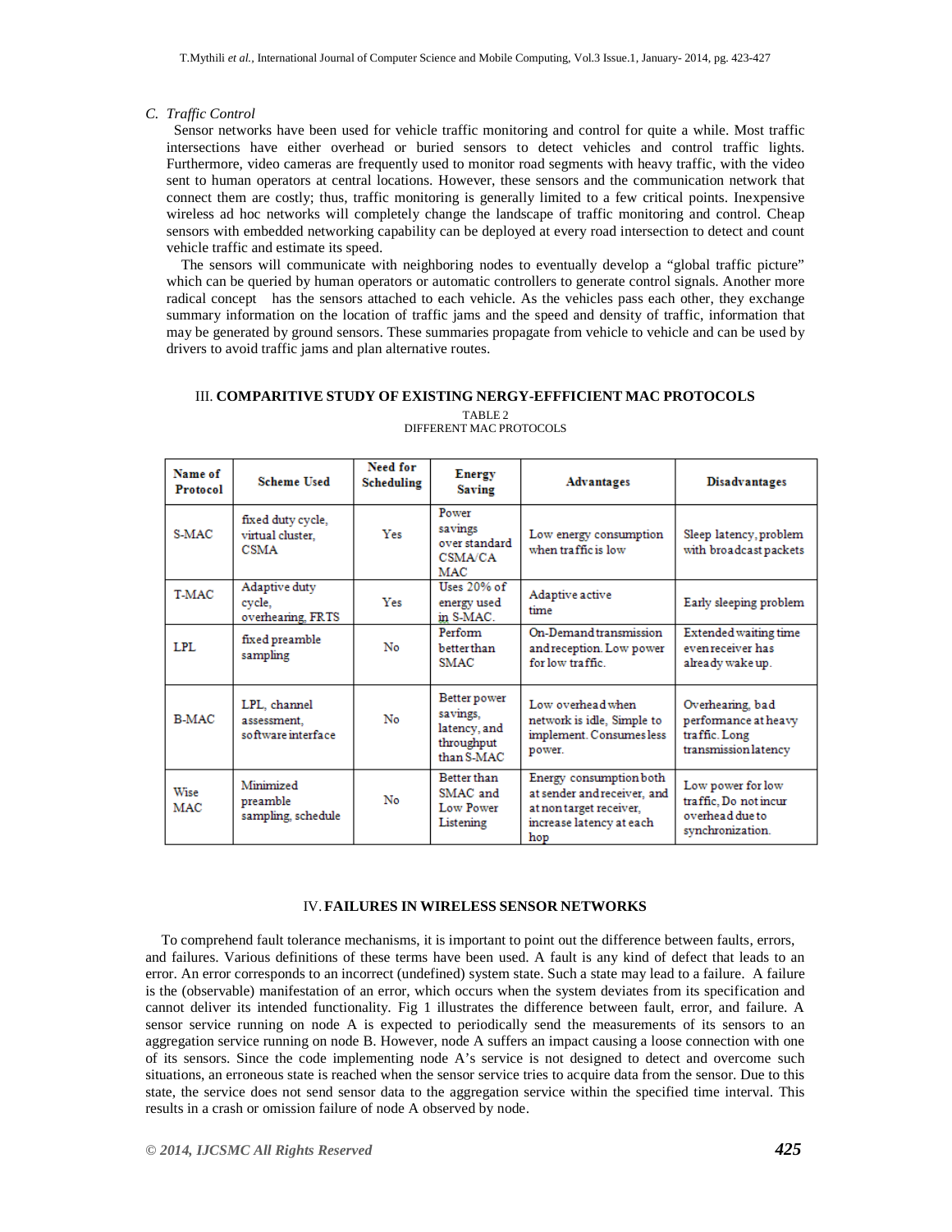### C. *Traffic Control*

Sensor networks have been used for vehicle traffic monitoring and control for quite a while. Most traffic intersections have either overhead or buried sensors to detect vehicles and control traffic lights. Furthermore, video cameras are frequently used to monitor road segments with heavy traffic, with the video sent to human operators at central locations. However, these sensors and the communication network that connect them are costly; thus, traffic monitoring is generally limited to a few critical points. Inexpensive wireless ad hoc networks will completely change the landscape of traffic monitoring and control. Cheap sensors with embedded networking capability can be deployed at every road intersection to detect and count vehicle traffic and estimate its speed.

The sensors will communicate with neighboring nodes to eventually develop a "global traffic picture" which can be queried by human operators or automatic controllers to generate control signals. Another more radical concept has the sensors attached to each vehicle. As the vehicles pass each other, they exchange summary information on the location of traffic jams and the speed and density of traffic, information that may be generated by ground sensors. These summaries propagate from vehicle to vehicle and can be used by drivers to avoid traffic jams and plan alternative routes.

## III. COMPARITIVE STUDY OF EXISTING NERGY-EFFFICIENT MAC PROTOCOLS

TABLE 2
DIFFERENT MAC PROTOCOLS

| Name of Protocol | Scheme Used | Need for Scheduling | Energy Saving | Advantages | Disadvantages |
|---|---|---|---|---|---|
| S-MAC | fixed duty cycle, virtual cluster, CSMA | Yes | Power savings over standard CSMA/CA MAC | Low energy consumption when traffic is low | Sleep latency, problem with broadcast packets |
| T-MAC | Adaptive duty cycle, overhearing, FRTS | Yes | Uses 20% of energy used in S-MAC. | Adaptive active time | Early sleeping problem |
| LPL | fixed preamble sampling | No | Perform better than SMAC | On-Demand transmission and reception. Low power for low traffic. | Extended waiting time even receiver has already wake up. |
| B-MAC | LPL, channel assessment, software interface | No | Better power savings, latency, and throughput than S-MAC | Low overhead when network is idle, Simple to implement. Consumes less power. | Overhearing, bad performance at heavy traffic. Long transmission latency |
| Wise MAC | Minimized preamble sampling, schedule | No | Better than SMAC and Low Power Listening | Energy consumption both at sender and receiver, and at non target receiver, increase latency at each hop | Low power for low traffic, Do not incur overhead due to synchronization. |

## IV. FAILURES IN WIRELESS SENSOR NETWORKS

To comprehend fault tolerance mechanisms, it is important to point out the difference between faults, errors, and failures. Various definitions of these terms have been used. A fault is any kind of defect that leads to an error. An error corresponds to an incorrect (undefined) system state. Such a state may lead to a failure. A failure is the (observable) manifestation of an error, which occurs when the system deviates from its specification and cannot deliver its intended functionality. Fig 1 illustrates the difference between fault, error, and failure. A sensor service running on node A is expected to periodically send the measurements of its sensors to an aggregation service running on node B. However, node A suffers an impact causing a loose connection with one of its sensors. Since the code implementing node A's service is not designed to detect and overcome such situations, an erroneous state is reached when the sensor service tries to acquire data from the sensor. Due to this state, the service does not send sensor data to the aggregation service within the specified time interval. This results in a crash or omission failure of node A observed by node.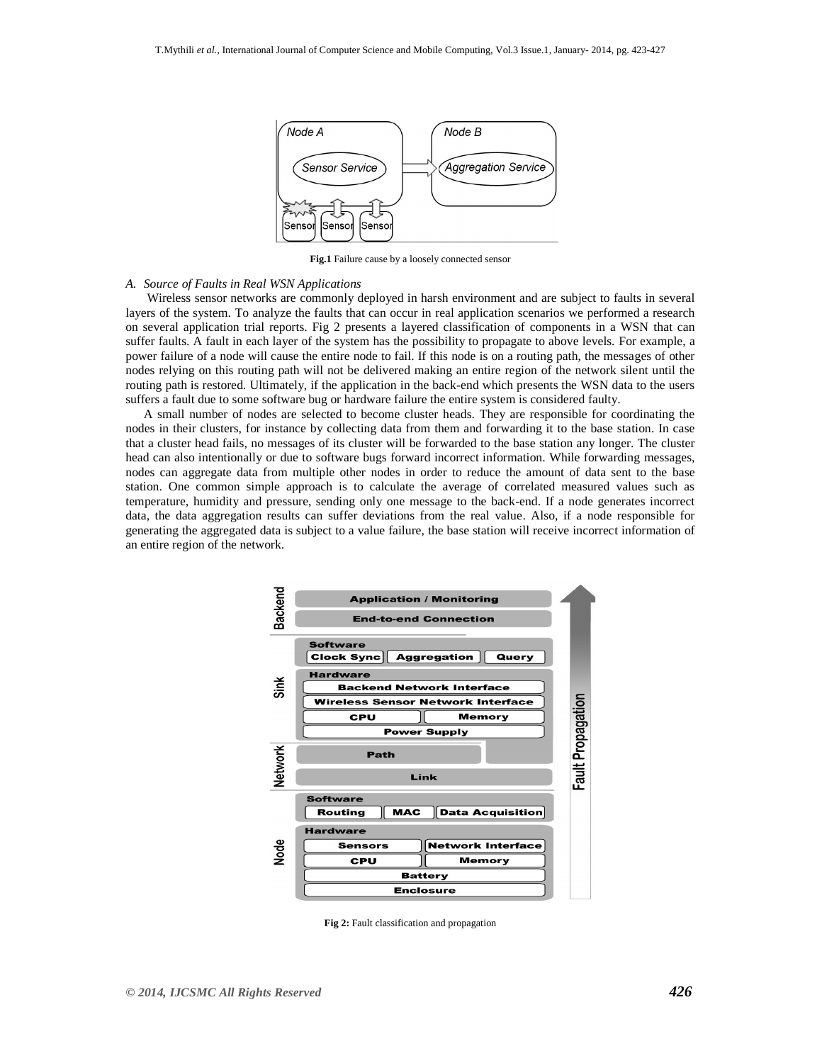Fig.1 Failure cause by a loosely connected sensor

*A. Source of Faults in Real WSN Applications*

Wireless sensor networks are commonly deployed in harsh environment and are subject to faults in several layers of the system. To analyze the faults that can occur in real application scenarios we performed a research on several application trial reports. Fig 2 presents a layered classification of components in a WSN that can suffer faults. A fault in each layer of the system has the possibility to propagate to above levels. For example, a power failure of a node will cause the entire node to fail. If this node is on a routing path, the messages of other nodes relying on this routing path will not be delivered making an entire region of the network silent until the routing path is restored. Ultimately, if the application in the back-end which presents the WSN data to the users suffers a fault due to some software bug or hardware failure the entire system is considered faulty.

A small number of nodes are selected to become cluster heads. They are responsible for coordinating the nodes in their clusters, for instance by collecting data from them and forwarding it to the base station. In case that a cluster head fails, no messages of its cluster will be forwarded to the base station any longer. The cluster head can also intentionally or due to software bugs forward incorrect information. While forwarding messages, nodes can aggregate data from multiple other nodes in order to reduce the amount of data sent to the base station. One common simple approach is to calculate the average of correlated measured values such as temperature, humidity and pressure, sending only one message to the back-end. If a node generates incorrect data, the data aggregation results can suffer deviations from the real value. Also, if a node responsible for generating the aggregated data is subject to a value failure, the base station will receive incorrect information of an entire region of the network.

**Fig 2:** Fault classification and propagation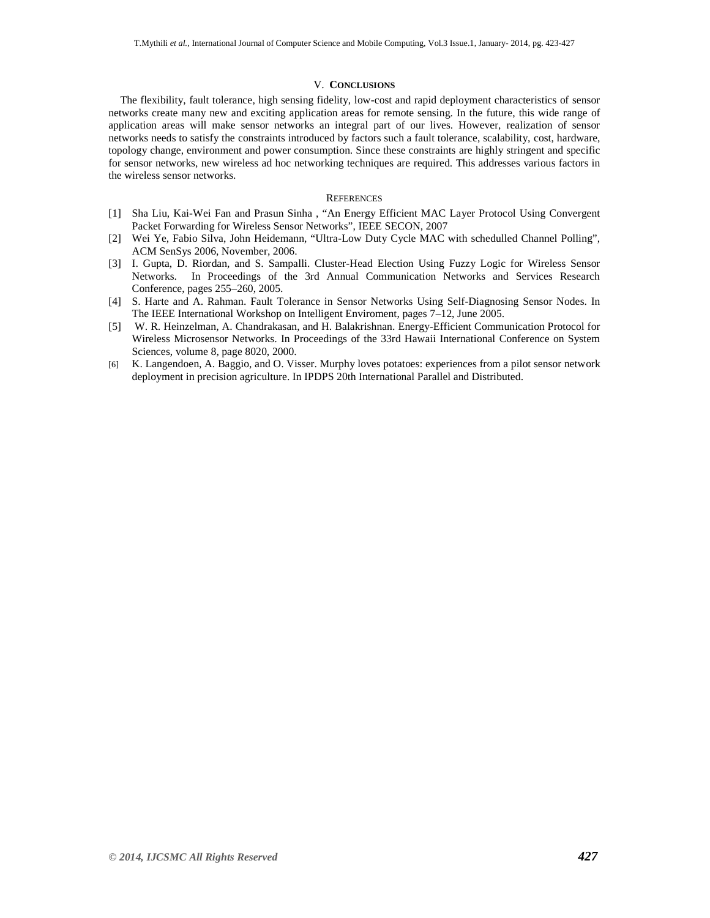## V. CONCLUSIONS

The flexibility, fault tolerance, high sensing fidelity, low-cost and rapid deployment characteristics of sensor networks create many new and exciting application areas for remote sensing. In the future, this wide range of application areas will make sensor networks an integral part of our lives. However, realization of sensor networks needs to satisfy the constraints introduced by factors such a fault tolerance, scalability, cost, hardware, topology change, environment and power consumption. Since these constraints are highly stringent and specific for sensor networks, new wireless ad hoc networking techniques are required. This addresses various factors in the wireless sensor networks.

## REFERENCES

[1] Sha Liu, Kai-Wei Fan and Prasun Sinha , "An Energy Efficient MAC Layer Protocol Using Convergent Packet Forwarding for Wireless Sensor Networks", IEEE SECON, 2007

[2] Wei Ye, Fabio Silva, John Heidemann, "Ultra-Low Duty Cycle MAC with schedulled Channel Polling", ACM SenSys 2006, November, 2006.

[3] I. Gupta, D. Riordan, and S. Sampalli. Cluster-Head Election Using Fuzzy Logic for Wireless Sensor Networks. In Proceedings of the 3rd Annual Communication Networks and Services Research Conference, pages 255–260, 2005.

[4] S. Harte and A. Rahman. Fault Tolerance in Sensor Networks Using Self-Diagnosing Sensor Nodes. In The IEEE International Workshop on Intelligent Enviroment, pages 7–12, June 2005.

[5] W. R. Heinzelman, A. Chandrakasan, and H. Balakrishnan. Energy-Efficient Communication Protocol for Wireless Microsensor Networks. In Proceedings of the 33rd Hawaii International Conference on System Sciences, volume 8, page 8020, 2000.

[6] K. Langendoen, A. Baggio, and O. Visser. Murphy loves potatoes: experiences from a pilot sensor network deployment in precision agriculture. In IPDPS 20th International Parallel and Distributed.